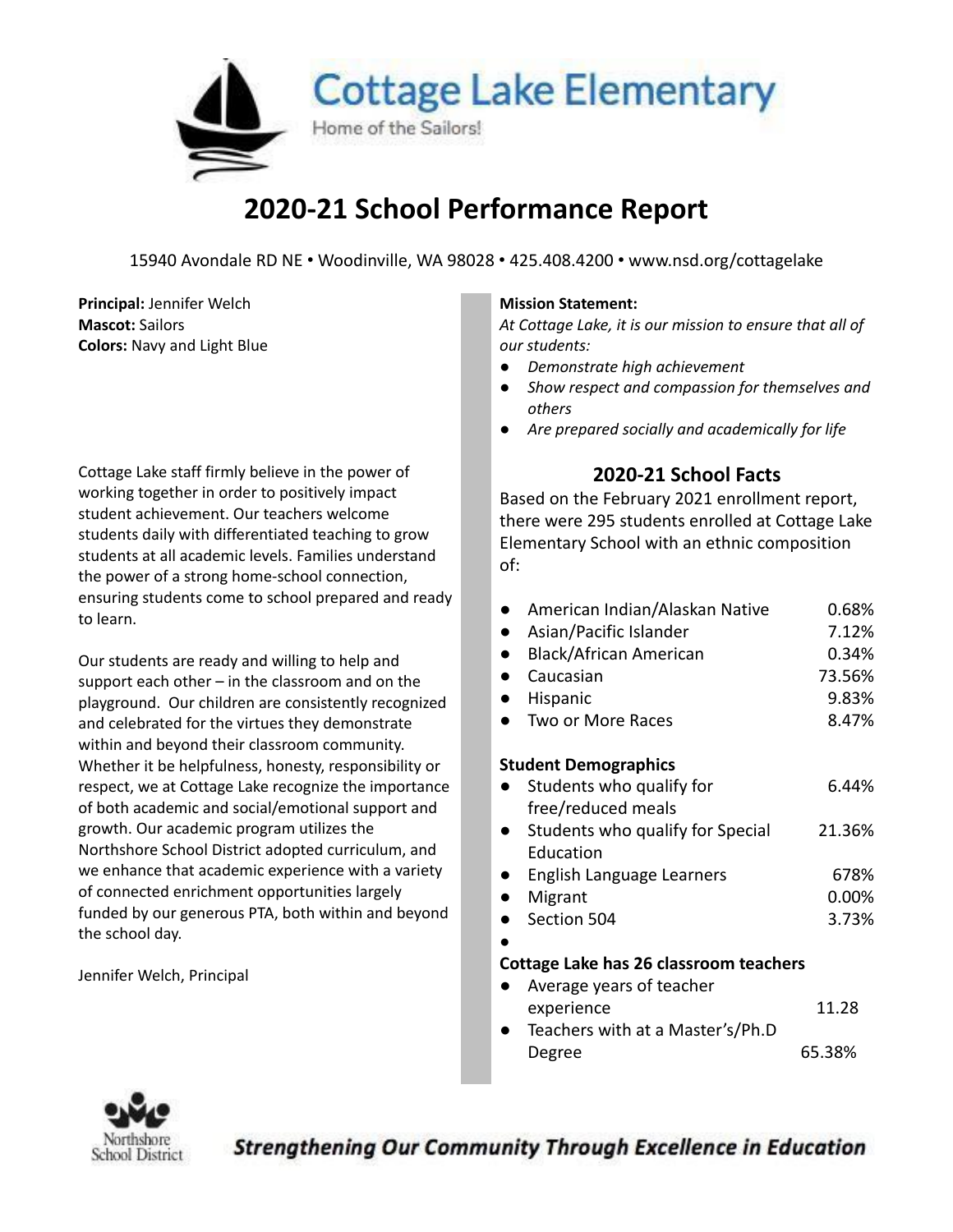# Cottage Lake Elementary

Home of the Sailors!

## 2020-21 School Performance Report

15940 Avondale RD NE • Woodinville, WA 98028 • 425.408.4200 • www.nsd.org/cottagelake

**Principal:** Jennifer Welch
**Mascot:** Sailors
**Colors:** Navy and Light Blue

Cottage Lake staff firmly believe in the power of working together in order to positively impact student achievement. Our teachers welcome students daily with differentiated teaching to grow students at all academic levels. Families understand the power of a strong home-school connection, ensuring students come to school prepared and ready to learn.

Our students are ready and willing to help and support each other – in the classroom and on the playground. Our children are consistently recognized and celebrated for the virtues they demonstrate within and beyond their classroom community. Whether it be helpfulness, honesty, responsibility or respect, we at Cottage Lake recognize the importance of both academic and social/emotional support and growth. Our academic program utilizes the Northshore School District adopted curriculum, and we enhance that academic experience with a variety of connected enrichment opportunities largely funded by our generous PTA, both within and beyond the school day.

Jennifer Welch, Principal

**Mission Statement:**
*At Cottage Lake, it is our mission to ensure that all of our students:*

- *Demonstrate high achievement*
- *Show respect and compassion for themselves and others*
- *Are prepared socially and academically for life*

### 2020-21 School Facts

Based on the February 2021 enrollment report, there were 295 students enrolled at Cottage Lake Elementary School with an ethnic composition of:

- American Indian/Alaskan Native 0.68%
- Asian/Pacific Islander 7.12%
- Black/African American 0.34%
- Caucasian 73.56%
- Hispanic 9.83%
- Two or More Races 8.47%

**Student Demographics**

- Students who qualify for free/reduced meals 6.44%
- Students who qualify for Special Education 21.36%
- English Language Learners 678%
- Migrant 0.00%
- Section 504 3.73%

**Cottage Lake has 26 classroom teachers**

- Average years of teacher experience 11.28
- Teachers with at a Master's/Ph.D Degree 65.38%

*Strengthening Our Community Through Excellence in Education*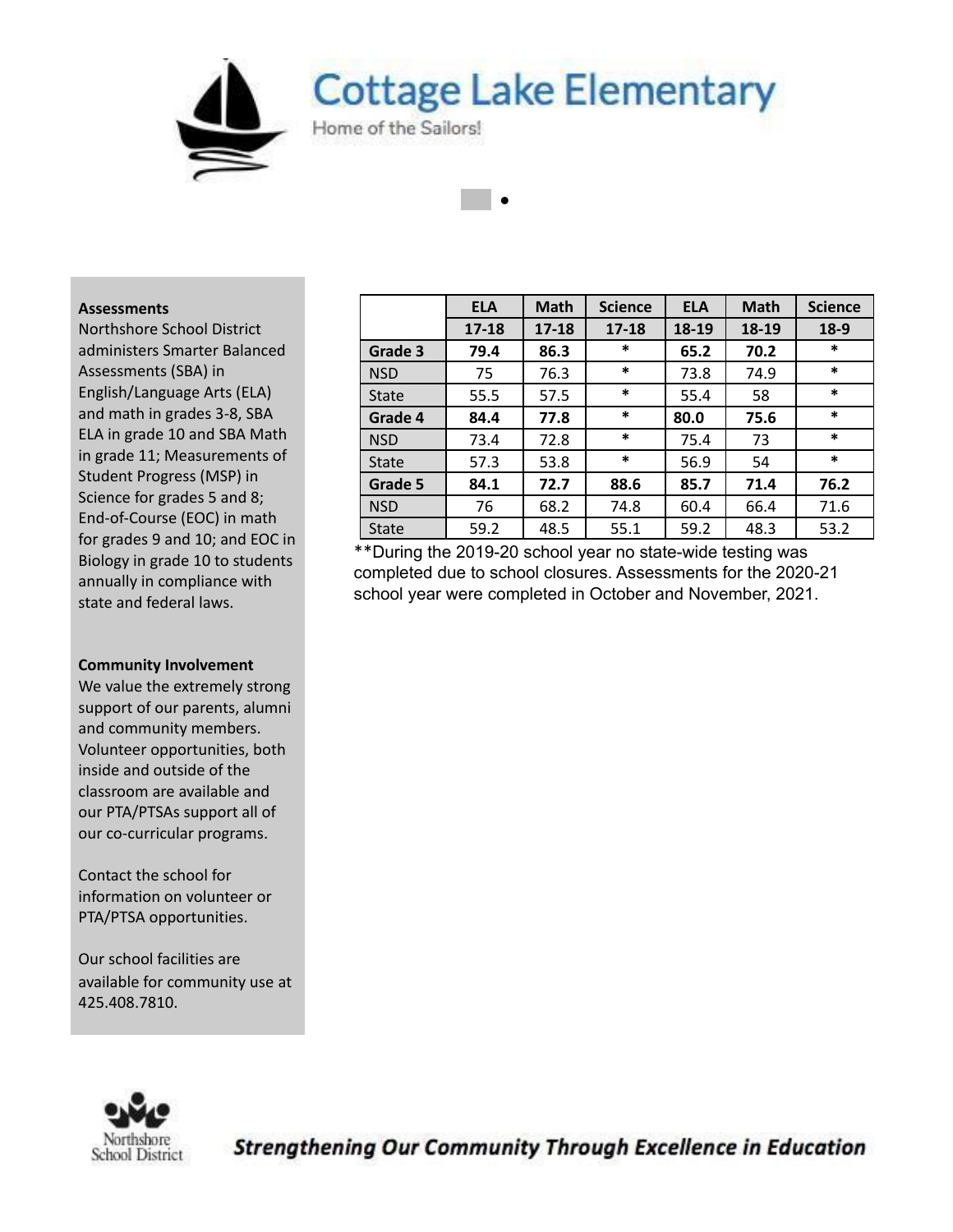# Cottage Lake Elementary

Home of the Sailors!

**Assessments**

Northshore School District administers Smarter Balanced Assessments (SBA) in English/Language Arts (ELA) and math in grades 3-8, SBA ELA in grade 10 and SBA Math in grade 11; Measurements of Student Progress (MSP) in Science for grades 5 and 8; End-of-Course (EOC) in math for grades 9 and 10; and EOC in Biology in grade 10 to students annually in compliance with state and federal laws.

**Community Involvement**

We value the extremely strong support of our parents, alumni and community members. Volunteer opportunities, both inside and outside of the classroom are available and our PTA/PTSAs support all of our co-curricular programs.

Contact the school for information on volunteer or PTA/PTSA opportunities.

Our school facilities are available for community use at 425.408.7810.

| | ELA | Math | Science | ELA | Math | Science |
|---|---|---|---|---|---|---|
| | **17-18** | **17-18** | **17-18** | **18-19** | **18-19** | **18-9** |
| **Grade 3** | **79.4** | **86.3** | * | **65.2** | **70.2** | * |
| NSD | 75 | 76.3 | * | 73.8 | 74.9 | * |
| State | 55.5 | 57.5 | * | 55.4 | 58 | * |
| **Grade 4** | **84.4** | **77.8** | * | **80.0** | **75.6** | * |
| NSD | 73.4 | 72.8 | * | 75.4 | 73 | * |
| State | 57.3 | 53.8 | * | 56.9 | 54 | * |
| **Grade 5** | **84.1** | **72.7** | **88.6** | **85.7** | **71.4** | **76.2** |
| NSD | 76 | 68.2 | 74.8 | 60.4 | 66.4 | 71.6 |
| State | 59.2 | 48.5 | 55.1 | 59.2 | 48.3 | 53.2 |

**During the 2019-20 school year no state-wide testing was completed due to school closures. Assessments for the 2020-21 school year were completed in October and November, 2021.

*Strengthening Our Community Through Excellence in Education*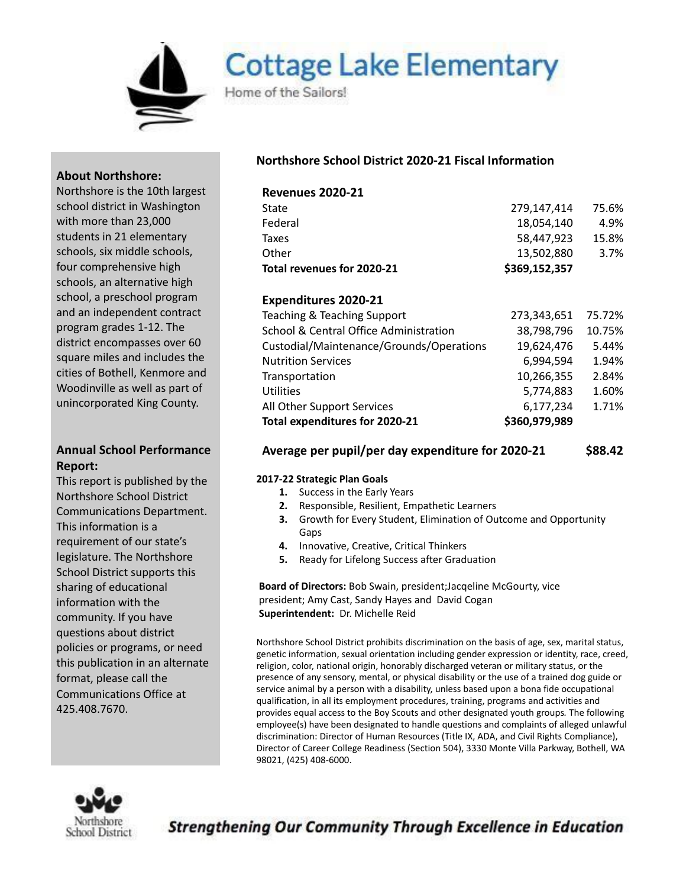# Cottage Lake Elementary

Home of the Sailors!

### About Northshore:

Northshore is the 10th largest school district in Washington with more than 23,000 students in 21 elementary schools, six middle schools, four comprehensive high schools, an alternative high school, a preschool program and an independent contract program grades 1-12. The district encompasses over 60 square miles and includes the cities of Bothell, Kenmore and Woodinville as well as part of unincorporated King County.

### Annual School Performance Report:

This report is published by the Northshore School District Communications Department. This information is a requirement of our state's legislature. The Northshore School District supports this sharing of educational information with the community. If you have questions about district policies or programs, or need this publication in an alternate format, please call the Communications Office at 425.408.7670.

## Northshore School District 2020-21 Fiscal Information

| **Revenues 2020-21** | | |
|---|---|---|
| State | 279,147,414 | 75.6% |
| Federal | 18,054,140 | 4.9% |
| Taxes | 58,447,923 | 15.8% |
| Other | 13,502,880 | 3.7% |
| **Total revenues for 2020-21** | **$369,152,357** | |

| **Expenditures 2020-21** | | |
|---|---|---|
| Teaching & Teaching Support | 273,343,651 | 75.72% |
| School & Central Office Administration | 38,798,796 | 10.75% |
| Custodial/Maintenance/Grounds/Operations | 19,624,476 | 5.44% |
| Nutrition Services | 6,994,594 | 1.94% |
| Transportation | 10,266,355 | 2.84% |
| Utilities | 5,774,883 | 1.60% |
| All Other Support Services | 6,177,234 | 1.71% |
| **Total expenditures for 2020-21** | **$360,979,989** | |

**Average per pupil/per day expenditure for 2020-21 $88.42**

**2017-22 Strategic Plan Goals**

1. Success in the Early Years
2. Responsible, Resilient, Empathetic Learners
3. Growth for Every Student, Elimination of Outcome and Opportunity Gaps
4. Innovative, Creative, Critical Thinkers
5. Ready for Lifelong Success after Graduation

**Board of Directors:** Bob Swain, president;Jacqeline McGourty, vice president; Amy Cast, Sandy Hayes and David Cogan
**Superintendent:** Dr. Michelle Reid

Northshore School District prohibits discrimination on the basis of age, sex, marital status, genetic information, sexual orientation including gender expression or identity, race, creed, religion, color, national origin, honorably discharged veteran or military status, or the presence of any sensory, mental, or physical disability or the use of a trained dog guide or service animal by a person with a disability, unless based upon a bona fide occupational qualification, in all its employment procedures, training, programs and activities and provides equal access to the Boy Scouts and other designated youth groups. The following employee(s) have been designated to handle questions and complaints of alleged unlawful discrimination: Director of Human Resources (Title IX, ADA, and Civil Rights Compliance), Director of Career College Readiness (Section 504), 3330 Monte Villa Parkway, Bothell, WA 98021, (425) 408-6000.

Northshore School District

***Strengthening Our Community Through Excellence in Education***